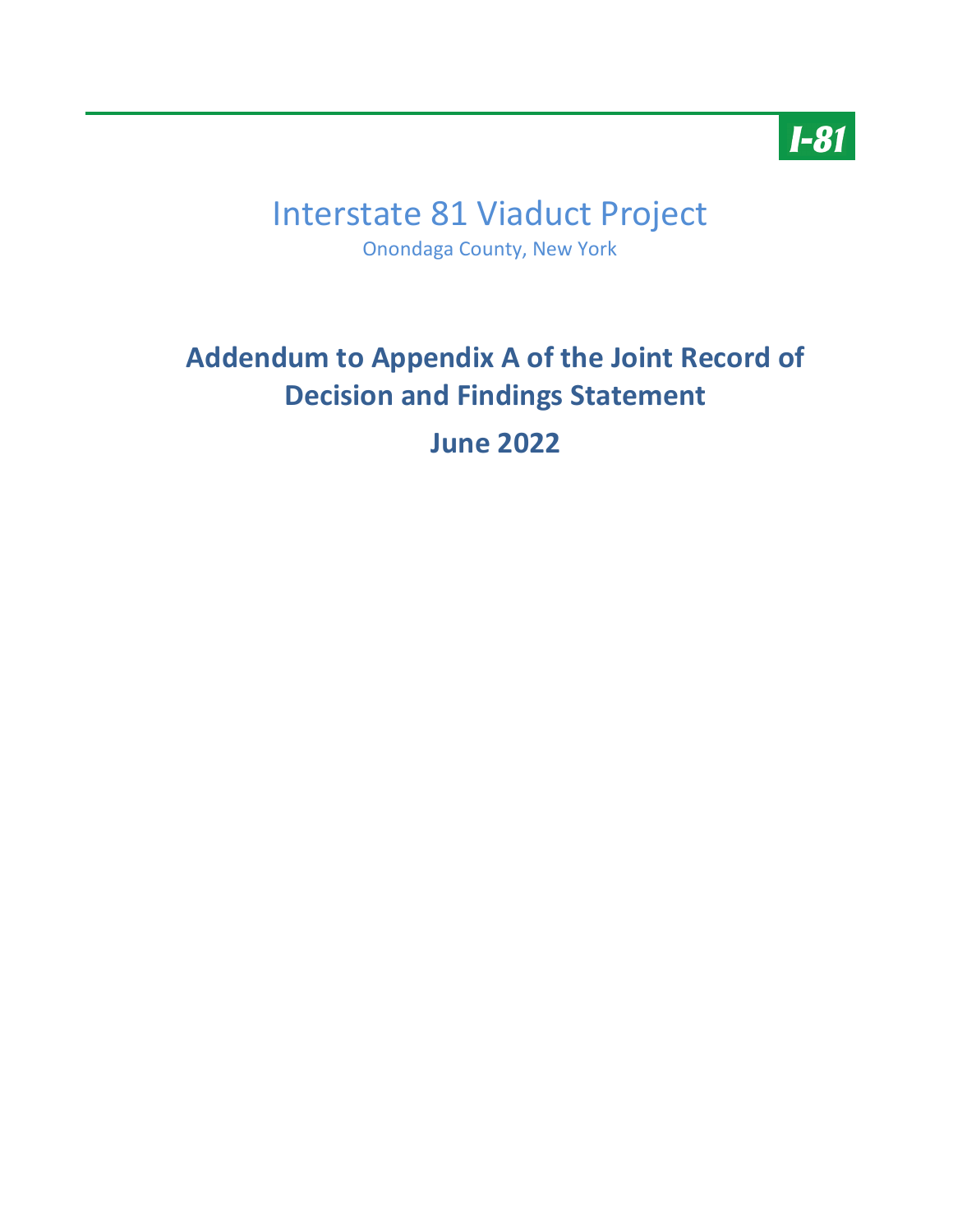I-81

# Interstate 81 Viaduct Project

Onondaga County, New York

## Addendum to Appendix A of the Joint Record of Decision and Findings Statement

## June 2022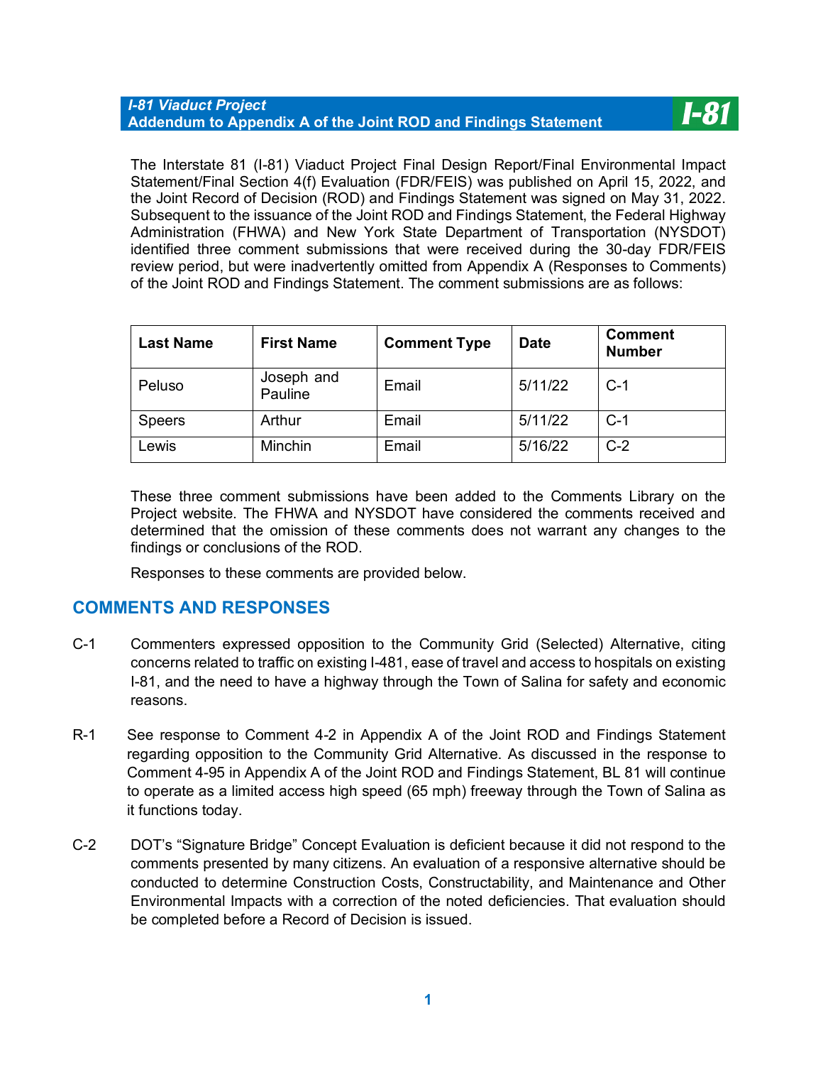The Interstate 81 (I-81) Viaduct Project Final Design Report/Final Environmental Impact Statement/Final Section 4(f) Evaluation (FDR/FEIS) was published on April 15, 2022, and the Joint Record of Decision (ROD) and Findings Statement was signed on May 31, 2022. Subsequent to the issuance of the Joint ROD and Findings Statement, the Federal Highway Administration (FHWA) and New York State Department of Transportation (NYSDOT) identified three comment submissions that were received during the 30-day FDR/FEIS review period, but were inadvertently omitted from Appendix A (Responses to Comments) of the Joint ROD and Findings Statement. The comment submissions are as follows:

| Last Name | First Name | Comment Type | Date | Comment Number |
|---|---|---|---|---|
| Peluso | Joseph and Pauline | Email | 5/11/22 | C-1 |
| Speers | Arthur | Email | 5/11/22 | C-1 |
| Lewis | Minchin | Email | 5/16/22 | C-2 |

These three comment submissions have been added to the Comments Library on the Project website. The FHWA and NYSDOT have considered the comments received and determined that the omission of these comments does not warrant any changes to the findings or conclusions of the ROD.

Responses to these comments are provided below.

## COMMENTS AND RESPONSES

C-1 Commenters expressed opposition to the Community Grid (Selected) Alternative, citing concerns related to traffic on existing I-481, ease of travel and access to hospitals on existing I-81, and the need to have a highway through the Town of Salina for safety and economic reasons.

R-1 See response to Comment 4-2 in Appendix A of the Joint ROD and Findings Statement regarding opposition to the Community Grid Alternative. As discussed in the response to Comment 4-95 in Appendix A of the Joint ROD and Findings Statement, BL 81 will continue to operate as a limited access high speed (65 mph) freeway through the Town of Salina as it functions today.

C-2 DOT's "Signature Bridge" Concept Evaluation is deficient because it did not respond to the comments presented by many citizens. An evaluation of a responsive alternative should be conducted to determine Construction Costs, Constructability, and Maintenance and Other Environmental Impacts with a correction of the noted deficiencies. That evaluation should be completed before a Record of Decision is issued.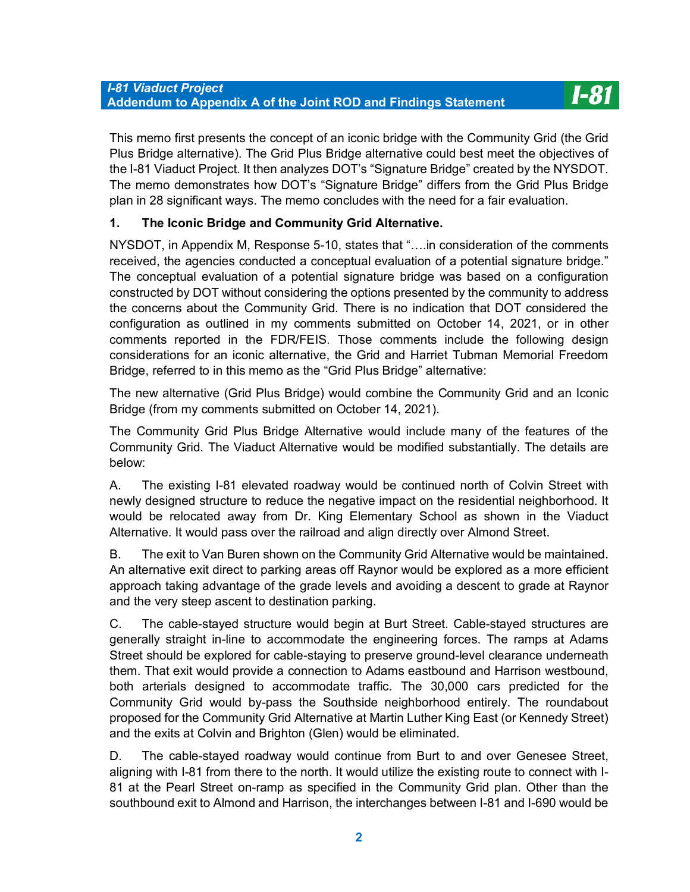This memo first presents the concept of an iconic bridge with the Community Grid (the Grid Plus Bridge alternative). The Grid Plus Bridge alternative could best meet the objectives of the I-81 Viaduct Project. It then analyzes DOT's "Signature Bridge" created by the NYSDOT. The memo demonstrates how DOT's "Signature Bridge" differs from the Grid Plus Bridge plan in 28 significant ways. The memo concludes with the need for a fair evaluation.

**1. The Iconic Bridge and Community Grid Alternative.**

NYSDOT, in Appendix M, Response 5-10, states that "….in consideration of the comments received, the agencies conducted a conceptual evaluation of a potential signature bridge." The conceptual evaluation of a potential signature bridge was based on a configuration constructed by DOT without considering the options presented by the community to address the concerns about the Community Grid. There is no indication that DOT considered the configuration as outlined in my comments submitted on October 14, 2021, or in other comments reported in the FDR/FEIS. Those comments include the following design considerations for an iconic alternative, the Grid and Harriet Tubman Memorial Freedom Bridge, referred to in this memo as the "Grid Plus Bridge" alternative:

The new alternative (Grid Plus Bridge) would combine the Community Grid and an Iconic Bridge (from my comments submitted on October 14, 2021).

The Community Grid Plus Bridge Alternative would include many of the features of the Community Grid. The Viaduct Alternative would be modified substantially. The details are below:

A. The existing I-81 elevated roadway would be continued north of Colvin Street with newly designed structure to reduce the negative impact on the residential neighborhood. It would be relocated away from Dr. King Elementary School as shown in the Viaduct Alternative. It would pass over the railroad and align directly over Almond Street.

B. The exit to Van Buren shown on the Community Grid Alternative would be maintained. An alternative exit direct to parking areas off Raynor would be explored as a more efficient approach taking advantage of the grade levels and avoiding a descent to grade at Raynor and the very steep ascent to destination parking.

C. The cable-stayed structure would begin at Burt Street. Cable-stayed structures are generally straight in-line to accommodate the engineering forces. The ramps at Adams Street should be explored for cable-staying to preserve ground-level clearance underneath them. That exit would provide a connection to Adams eastbound and Harrison westbound, both arterials designed to accommodate traffic. The 30,000 cars predicted for the Community Grid would by-pass the Southside neighborhood entirely. The roundabout proposed for the Community Grid Alternative at Martin Luther King East (or Kennedy Street) and the exits at Colvin and Brighton (Glen) would be eliminated.

D. The cable-stayed roadway would continue from Burt to and over Genesee Street, aligning with I-81 from there to the north. It would utilize the existing route to connect with I-81 at the Pearl Street on-ramp as specified in the Community Grid plan. Other than the southbound exit to Almond and Harrison, the interchanges between I-81 and I-690 would be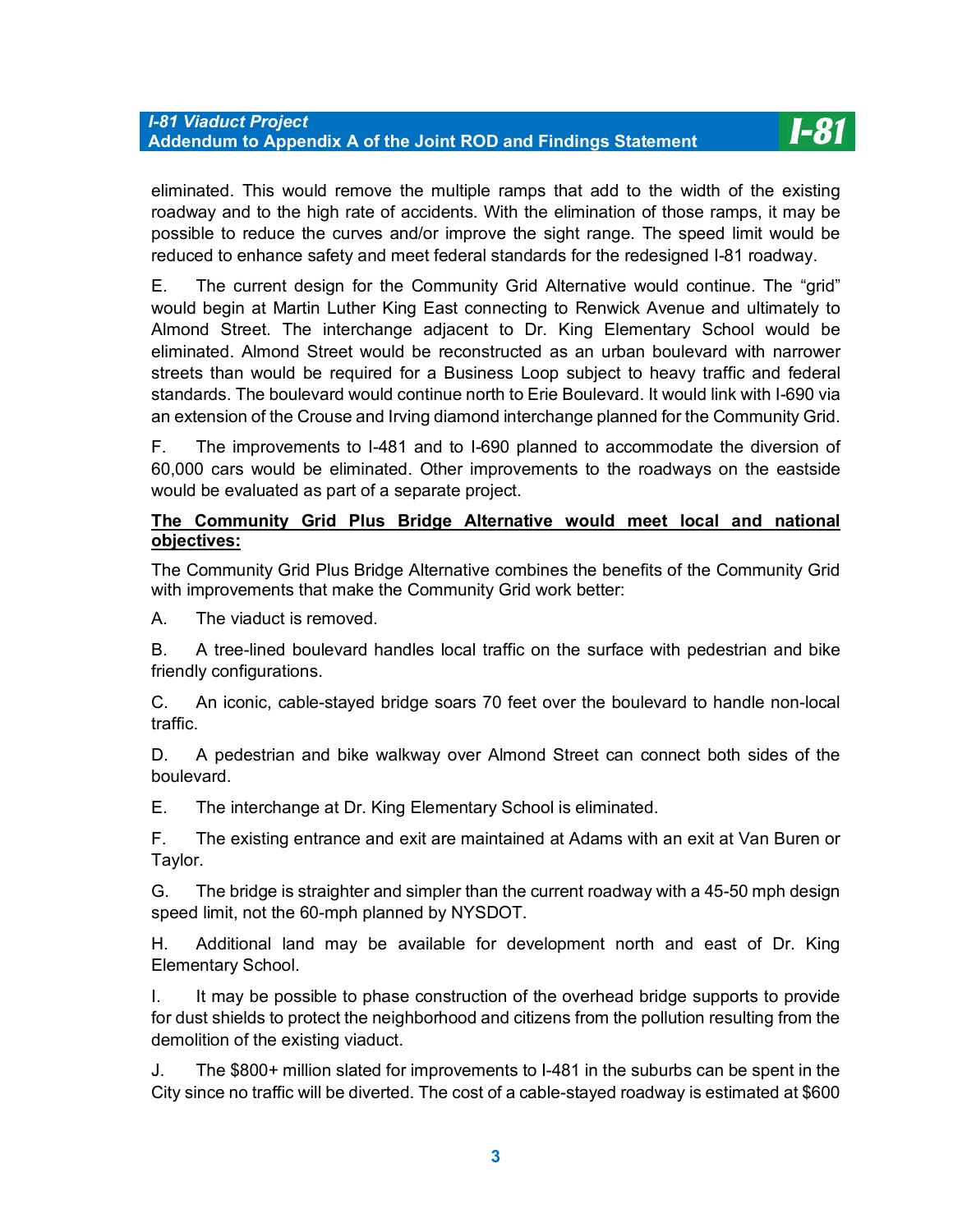eliminated. This would remove the multiple ramps that add to the width of the existing roadway and to the high rate of accidents. With the elimination of those ramps, it may be possible to reduce the curves and/or improve the sight range. The speed limit would be reduced to enhance safety and meet federal standards for the redesigned I-81 roadway.

E. The current design for the Community Grid Alternative would continue. The "grid" would begin at Martin Luther King East connecting to Renwick Avenue and ultimately to Almond Street. The interchange adjacent to Dr. King Elementary School would be eliminated. Almond Street would be reconstructed as an urban boulevard with narrower streets than would be required for a Business Loop subject to heavy traffic and federal standards. The boulevard would continue north to Erie Boulevard. It would link with I-690 via an extension of the Crouse and Irving diamond interchange planned for the Community Grid.

F. The improvements to I-481 and to I-690 planned to accommodate the diversion of 60,000 cars would be eliminated. Other improvements to the roadways on the eastside would be evaluated as part of a separate project.

**<u>The Community Grid Plus Bridge Alternative would meet local and national objectives:</u>**

The Community Grid Plus Bridge Alternative combines the benefits of the Community Grid with improvements that make the Community Grid work better:

A. The viaduct is removed.

B. A tree-lined boulevard handles local traffic on the surface with pedestrian and bike friendly configurations.

C. An iconic, cable-stayed bridge soars 70 feet over the boulevard to handle non-local traffic.

D. A pedestrian and bike walkway over Almond Street can connect both sides of the boulevard.

E. The interchange at Dr. King Elementary School is eliminated.

F. The existing entrance and exit are maintained at Adams with an exit at Van Buren or Taylor.

G. The bridge is straighter and simpler than the current roadway with a 45-50 mph design speed limit, not the 60-mph planned by NYSDOT.

H. Additional land may be available for development north and east of Dr. King Elementary School.

I. It may be possible to phase construction of the overhead bridge supports to provide for dust shields to protect the neighborhood and citizens from the pollution resulting from the demolition of the existing viaduct.

J. The $800+ million slated for improvements to I-481 in the suburbs can be spent in the City since no traffic will be diverted. The cost of a cable-stayed roadway is estimated at $600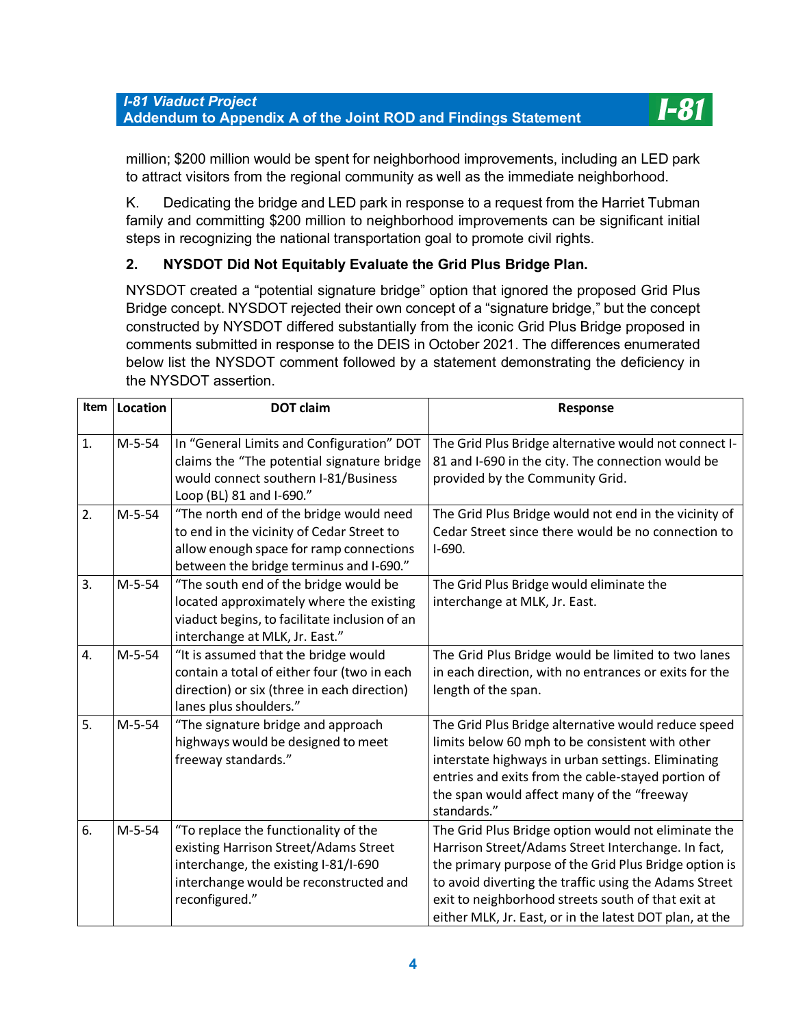million; $200 million would be spent for neighborhood improvements, including an LED park to attract visitors from the regional community as well as the immediate neighborhood.

K. Dedicating the bridge and LED park in response to a request from the Harriet Tubman family and committing $200 million to neighborhood improvements can be significant initial steps in recognizing the national transportation goal to promote civil rights.

### 2. NYSDOT Did Not Equitably Evaluate the Grid Plus Bridge Plan.

NYSDOT created a "potential signature bridge" option that ignored the proposed Grid Plus Bridge concept. NYSDOT rejected their own concept of a "signature bridge," but the concept constructed by NYSDOT differed substantially from the iconic Grid Plus Bridge proposed in comments submitted in response to the DEIS in October 2021. The differences enumerated below list the NYSDOT comment followed by a statement demonstrating the deficiency in the NYSDOT assertion.

| Item | Location | DOT claim | Response |
|---|---|---|---|
| 1. | M-5-54 | In "General Limits and Configuration" DOT claims the "The potential signature bridge would connect southern I-81/Business Loop (BL) 81 and I-690." | The Grid Plus Bridge alternative would not connect I-81 and I-690 in the city. The connection would be provided by the Community Grid. |
| 2. | M-5-54 | "The north end of the bridge would need to end in the vicinity of Cedar Street to allow enough space for ramp connections between the bridge terminus and I-690." | The Grid Plus Bridge would not end in the vicinity of Cedar Street since there would be no connection to I-690. |
| 3. | M-5-54 | "The south end of the bridge would be located approximately where the existing viaduct begins, to facilitate inclusion of an interchange at MLK, Jr. East." | The Grid Plus Bridge would eliminate the interchange at MLK, Jr. East. |
| 4. | M-5-54 | "It is assumed that the bridge would contain a total of either four (two in each direction) or six (three in each direction) lanes plus shoulders." | The Grid Plus Bridge would be limited to two lanes in each direction, with no entrances or exits for the length of the span. |
| 5. | M-5-54 | "The signature bridge and approach highways would be designed to meet freeway standards." | The Grid Plus Bridge alternative would reduce speed limits below 60 mph to be consistent with other interstate highways in urban settings. Eliminating entries and exits from the cable-stayed portion of the span would affect many of the "freeway standards." |
| 6. | M-5-54 | "To replace the functionality of the existing Harrison Street/Adams Street interchange, the existing I-81/I-690 interchange would be reconstructed and reconfigured." | The Grid Plus Bridge option would not eliminate the Harrison Street/Adams Street Interchange. In fact, the primary purpose of the Grid Plus Bridge option is to avoid diverting the traffic using the Adams Street exit to neighborhood streets south of that exit at either MLK, Jr. East, or in the latest DOT plan, at the |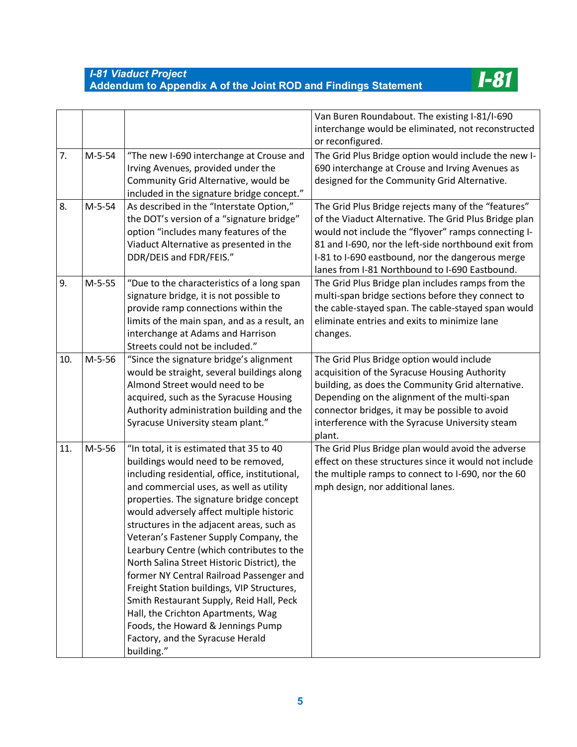| | | | |
|---|---|---|---|
| | | | Van Buren Roundabout. The existing I-81/I-690 interchange would be eliminated, not reconstructed or reconfigured. |
| 7. | M-5-54 | "The new I-690 interchange at Crouse and Irving Avenues, provided under the Community Grid Alternative, would be included in the signature bridge concept." | The Grid Plus Bridge option would include the new I-690 interchange at Crouse and Irving Avenues as designed for the Community Grid Alternative. |
| 8. | M-5-54 | As described in the "Interstate Option," the DOT's version of a "signature bridge" option "includes many features of the Viaduct Alternative as presented in the DDR/DEIS and FDR/FEIS." | The Grid Plus Bridge rejects many of the "features" of the Viaduct Alternative. The Grid Plus Bridge plan would not include the "flyover" ramps connecting I-81 and I-690, nor the left-side northbound exit from I-81 to I-690 eastbound, nor the dangerous merge lanes from I-81 Northbound to I-690 Eastbound. |
| 9. | M-5-55 | "Due to the characteristics of a long span signature bridge, it is not possible to provide ramp connections within the limits of the main span, and as a result, an interchange at Adams and Harrison Streets could not be included." | The Grid Plus Bridge plan includes ramps from the multi-span bridge sections before they connect to the cable-stayed span. The cable-stayed span would eliminate entries and exits to minimize lane changes. |
| 10. | M-5-56 | "Since the signature bridge's alignment would be straight, several buildings along Almond Street would need to be acquired, such as the Syracuse Housing Authority administration building and the Syracuse University steam plant." | The Grid Plus Bridge option would include acquisition of the Syracuse Housing Authority building, as does the Community Grid alternative. Depending on the alignment of the multi-span connector bridges, it may be possible to avoid interference with the Syracuse University steam plant. |
| 11. | M-5-56 | "In total, it is estimated that 35 to 40 buildings would need to be removed, including residential, office, institutional, and commercial uses, as well as utility properties. The signature bridge concept would adversely affect multiple historic structures in the adjacent areas, such as Veteran's Fastener Supply Company, the Learbury Centre (which contributes to the North Salina Street Historic District), the former NY Central Railroad Passenger and Freight Station buildings, VIP Structures, Smith Restaurant Supply, Reid Hall, Peck Hall, the Crichton Apartments, Wag Foods, the Howard & Jennings Pump Factory, and the Syracuse Herald building." | The Grid Plus Bridge plan would avoid the adverse effect on these structures since it would not include the multiple ramps to connect to I-690, nor the 60 mph design, nor additional lanes. |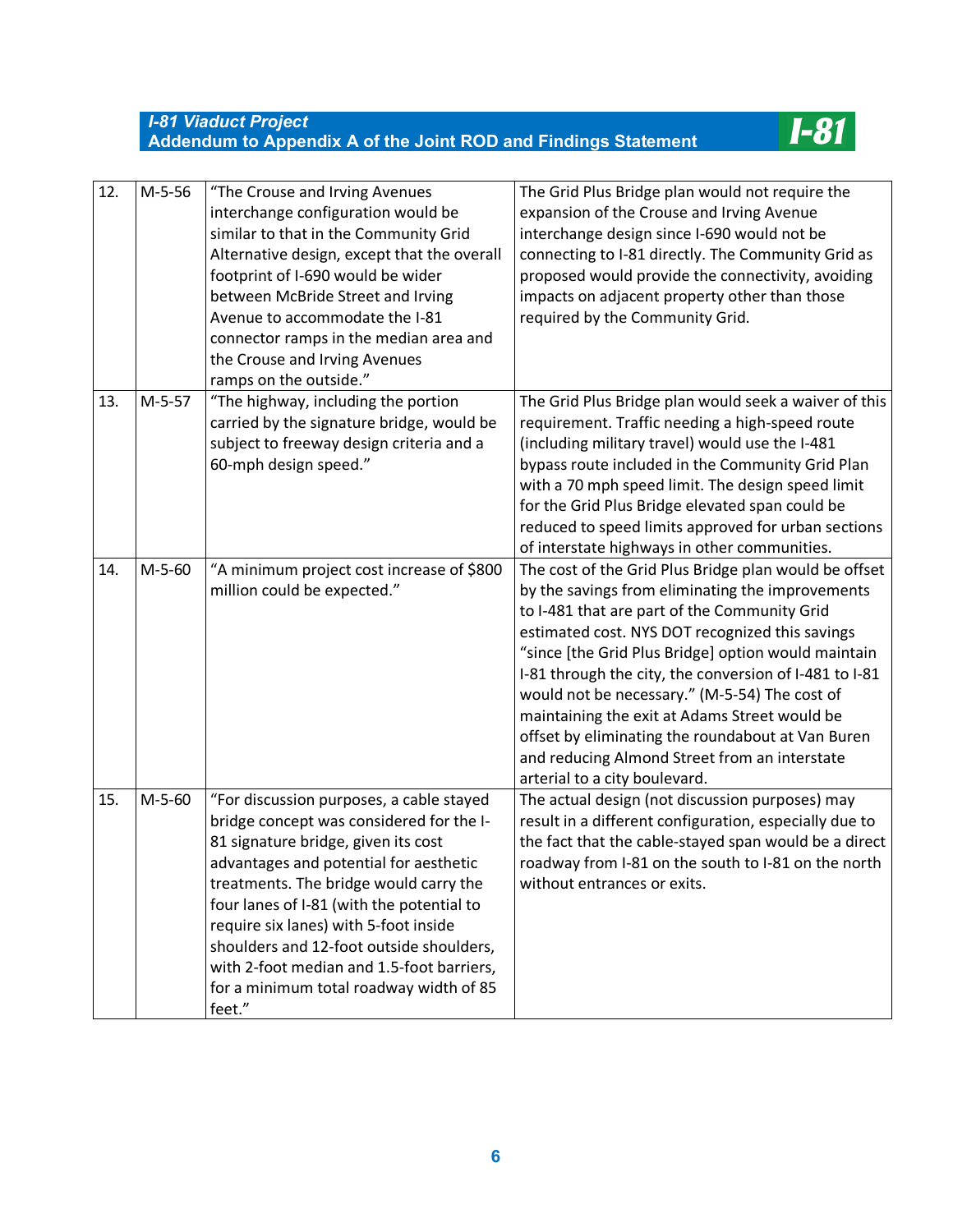| 12. | M-5-56 | "The Crouse and Irving Avenues interchange configuration would be similar to that in the Community Grid Alternative design, except that the overall footprint of I-690 would be wider between McBride Street and Irving Avenue to accommodate the I-81 connector ramps in the median area and the Crouse and Irving Avenues ramps on the outside." | The Grid Plus Bridge plan would not require the expansion of the Crouse and Irving Avenue interchange design since I-690 would not be connecting to I-81 directly. The Community Grid as proposed would provide the connectivity, avoiding impacts on adjacent property other than those required by the Community Grid. |
|---|---|---|---|
| 13. | M-5-57 | "The highway, including the portion carried by the signature bridge, would be subject to freeway design criteria and a 60-mph design speed." | The Grid Plus Bridge plan would seek a waiver of this requirement. Traffic needing a high-speed route (including military travel) would use the I-481 bypass route included in the Community Grid Plan with a 70 mph speed limit. The design speed limit for the Grid Plus Bridge elevated span could be reduced to speed limits approved for urban sections of interstate highways in other communities. |
| 14. | M-5-60 | "A minimum project cost increase of $800 million could be expected." | The cost of the Grid Plus Bridge plan would be offset by the savings from eliminating the improvements to I-481 that are part of the Community Grid estimated cost. NYS DOT recognized this savings "since [the Grid Plus Bridge] option would maintain I-81 through the city, the conversion of I-481 to I-81 would not be necessary." (M-5-54) The cost of maintaining the exit at Adams Street would be offset by eliminating the roundabout at Van Buren and reducing Almond Street from an interstate arterial to a city boulevard. |
| 15. | M-5-60 | "For discussion purposes, a cable stayed bridge concept was considered for the I-81 signature bridge, given its cost advantages and potential for aesthetic treatments. The bridge would carry the four lanes of I-81 (with the potential to require six lanes) with 5-foot inside shoulders and 12-foot outside shoulders, with 2-foot median and 1.5-foot barriers, for a minimum total roadway width of 85 feet." | The actual design (not discussion purposes) may result in a different configuration, especially due to the fact that the cable-stayed span would be a direct roadway from I-81 on the south to I-81 on the north without entrances or exits. |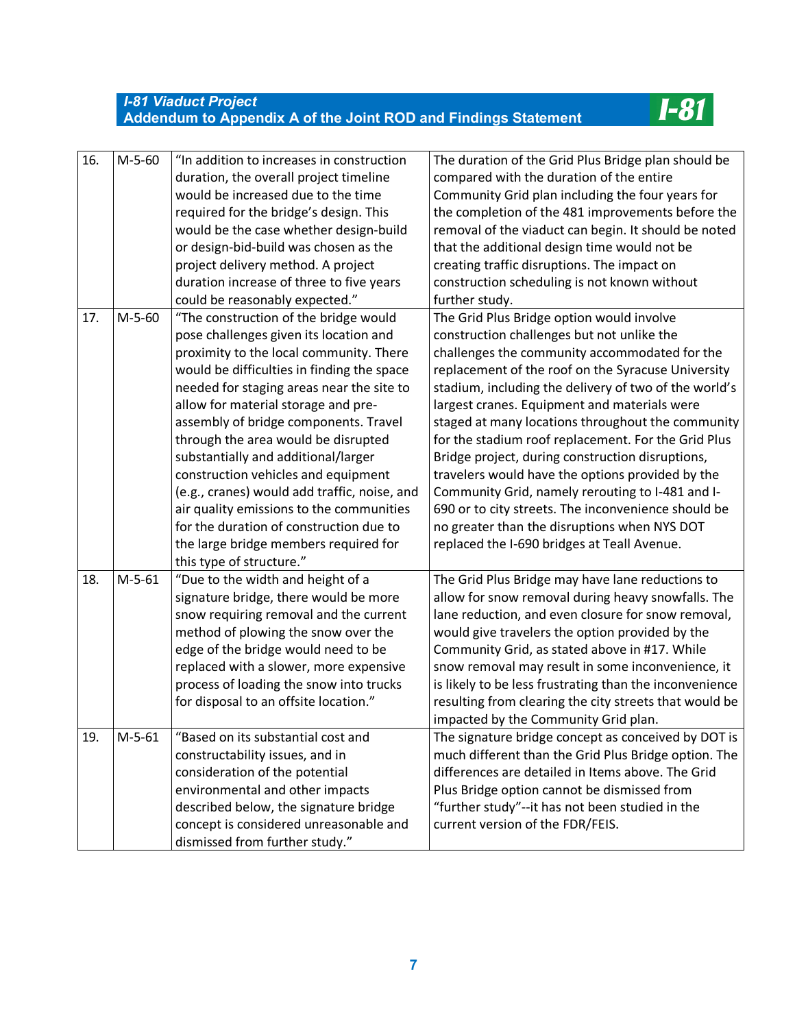| 16. | M-5-60 | "In addition to increases in construction duration, the overall project timeline would be increased due to the time required for the bridge's design. This would be the case whether design-build or design-bid-build was chosen as the project delivery method. A project duration increase of three to five years could be reasonably expected." | The duration of the Grid Plus Bridge plan should be compared with the duration of the entire Community Grid plan including the four years for the completion of the 481 improvements before the removal of the viaduct can begin. It should be noted that the additional design time would not be creating traffic disruptions. The impact on construction scheduling is not known without further study. |
|---|---|---|---|
| 17. | M-5-60 | "The construction of the bridge would pose challenges given its location and proximity to the local community. There would be difficulties in finding the space needed for staging areas near the site to allow for material storage and pre-assembly of bridge components. Travel through the area would be disrupted substantially and additional/larger construction vehicles and equipment (e.g., cranes) would add traffic, noise, and air quality emissions to the communities for the duration of construction due to the large bridge members required for this type of structure." | The Grid Plus Bridge option would involve construction challenges but not unlike the challenges the community accommodated for the replacement of the roof on the Syracuse University stadium, including the delivery of two of the world's largest cranes. Equipment and materials were staged at many locations throughout the community for the stadium roof replacement. For the Grid Plus Bridge project, during construction disruptions, travelers would have the options provided by the Community Grid, namely rerouting to I-481 and I-690 or to city streets. The inconvenience should be no greater than the disruptions when NYS DOT replaced the I-690 bridges at Teall Avenue. |
| 18. | M-5-61 | "Due to the width and height of a signature bridge, there would be more snow requiring removal and the current method of plowing the snow over the edge of the bridge would need to be replaced with a slower, more expensive process of loading the snow into trucks for disposal to an offsite location." | The Grid Plus Bridge may have lane reductions to allow for snow removal during heavy snowfalls. The lane reduction, and even closure for snow removal, would give travelers the option provided by the Community Grid, as stated above in #17. While snow removal may result in some inconvenience, it is likely to be less frustrating than the inconvenience resulting from clearing the city streets that would be impacted by the Community Grid plan. |
| 19. | M-5-61 | "Based on its substantial cost and constructability issues, and in consideration of the potential environmental and other impacts described below, the signature bridge concept is considered unreasonable and dismissed from further study." | The signature bridge concept as conceived by DOT is much different than the Grid Plus Bridge option. The differences are detailed in Items above. The Grid Plus Bridge option cannot be dismissed from "further study"--it has not been studied in the current version of the FDR/FEIS. |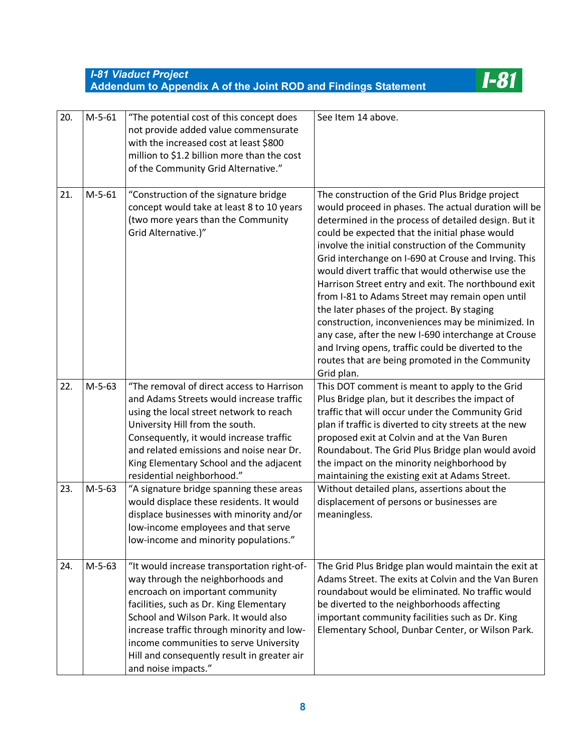| | | | |
|---|---|---|---|
| 20. | M-5-61 | "The potential cost of this concept does not provide added value commensurate with the increased cost at least $800 million to $1.2 billion more than the cost of the Community Grid Alternative." | See Item 14 above. |
| 21. | M-5-61 | "Construction of the signature bridge concept would take at least 8 to 10 years (two more years than the Community Grid Alternative.)" | The construction of the Grid Plus Bridge project would proceed in phases. The actual duration will be determined in the process of detailed design. But it could be expected that the initial phase would involve the initial construction of the Community Grid interchange on I-690 at Crouse and Irving. This would divert traffic that would otherwise use the Harrison Street entry and exit. The northbound exit from I-81 to Adams Street may remain open until the later phases of the project. By staging construction, inconveniences may be minimized. In any case, after the new I-690 interchange at Crouse and Irving opens, traffic could be diverted to the routes that are being promoted in the Community Grid plan. |
| 22. | M-5-63 | "The removal of direct access to Harrison and Adams Streets would increase traffic using the local street network to reach University Hill from the south. Consequently, it would increase traffic and related emissions and noise near Dr. King Elementary School and the adjacent residential neighborhood." | This DOT comment is meant to apply to the Grid Plus Bridge plan, but it describes the impact of traffic that will occur under the Community Grid plan if traffic is diverted to city streets at the new proposed exit at Colvin and at the Van Buren Roundabout. The Grid Plus Bridge plan would avoid the impact on the minority neighborhood by maintaining the existing exit at Adams Street. |
| 23. | M-5-63 | "A signature bridge spanning these areas would displace these residents. It would displace businesses with minority and/or low-income employees and that serve low-income and minority populations." | Without detailed plans, assertions about the displacement of persons or businesses are meaningless. |
| 24. | M-5-63 | "It would increase transportation right-of-way through the neighborhoods and encroach on important community facilities, such as Dr. King Elementary School and Wilson Park. It would also increase traffic through minority and low-income communities to serve University Hill and consequently result in greater air and noise impacts." | The Grid Plus Bridge plan would maintain the exit at Adams Street. The exits at Colvin and the Van Buren roundabout would be eliminated. No traffic would be diverted to the neighborhoods affecting important community facilities such as Dr. King Elementary School, Dunbar Center, or Wilson Park. |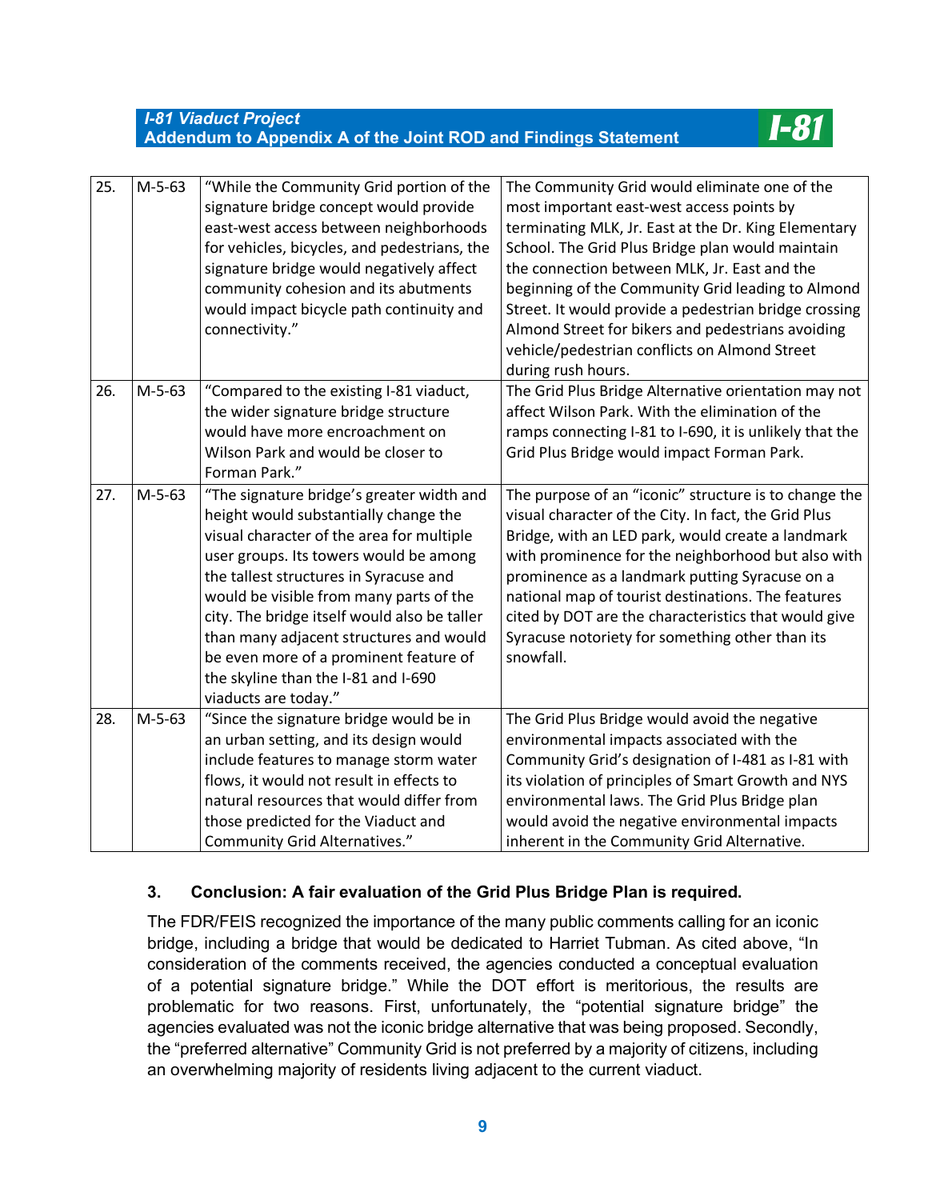| 25. | M-5-63 | "While the Community Grid portion of the signature bridge concept would provide east-west access between neighborhoods for vehicles, bicycles, and pedestrians, the signature bridge would negatively affect community cohesion and its abutments would impact bicycle path continuity and connectivity." | The Community Grid would eliminate one of the most important east-west access points by terminating MLK, Jr. East at the Dr. King Elementary School. The Grid Plus Bridge plan would maintain the connection between MLK, Jr. East and the beginning of the Community Grid leading to Almond Street. It would provide a pedestrian bridge crossing Almond Street for bikers and pedestrians avoiding vehicle/pedestrian conflicts on Almond Street during rush hours. |
|---|---|---|---|
| 26. | M-5-63 | "Compared to the existing I-81 viaduct, the wider signature bridge structure would have more encroachment on Wilson Park and would be closer to Forman Park." | The Grid Plus Bridge Alternative orientation may not affect Wilson Park. With the elimination of the ramps connecting I-81 to I-690, it is unlikely that the Grid Plus Bridge would impact Forman Park. |
| 27. | M-5-63 | "The signature bridge's greater width and height would substantially change the visual character of the area for multiple user groups. Its towers would be among the tallest structures in Syracuse and would be visible from many parts of the city. The bridge itself would also be taller than many adjacent structures and would be even more of a prominent feature of the skyline than the I-81 and I-690 viaducts are today." | The purpose of an "iconic" structure is to change the visual character of the City. In fact, the Grid Plus Bridge, with an LED park, would create a landmark with prominence for the neighborhood but also with prominence as a landmark putting Syracuse on a national map of tourist destinations. The features cited by DOT are the characteristics that would give Syracuse notoriety for something other than its snowfall. |
| 28. | M-5-63 | "Since the signature bridge would be in an urban setting, and its design would include features to manage storm water flows, it would not result in effects to natural resources that would differ from those predicted for the Viaduct and Community Grid Alternatives." | The Grid Plus Bridge would avoid the negative environmental impacts associated with the Community Grid's designation of I-481 as I-81 with its violation of principles of Smart Growth and NYS environmental laws. The Grid Plus Bridge plan would avoid the negative environmental impacts inherent in the Community Grid Alternative. |

## 3. Conclusion: A fair evaluation of the Grid Plus Bridge Plan is required.

The FDR/FEIS recognized the importance of the many public comments calling for an iconic bridge, including a bridge that would be dedicated to Harriet Tubman. As cited above, "In consideration of the comments received, the agencies conducted a conceptual evaluation of a potential signature bridge." While the DOT effort is meritorious, the results are problematic for two reasons. First, unfortunately, the "potential signature bridge" the agencies evaluated was not the iconic bridge alternative that was being proposed. Secondly, the "preferred alternative" Community Grid is not preferred by a majority of citizens, including an overwhelming majority of residents living adjacent to the current viaduct.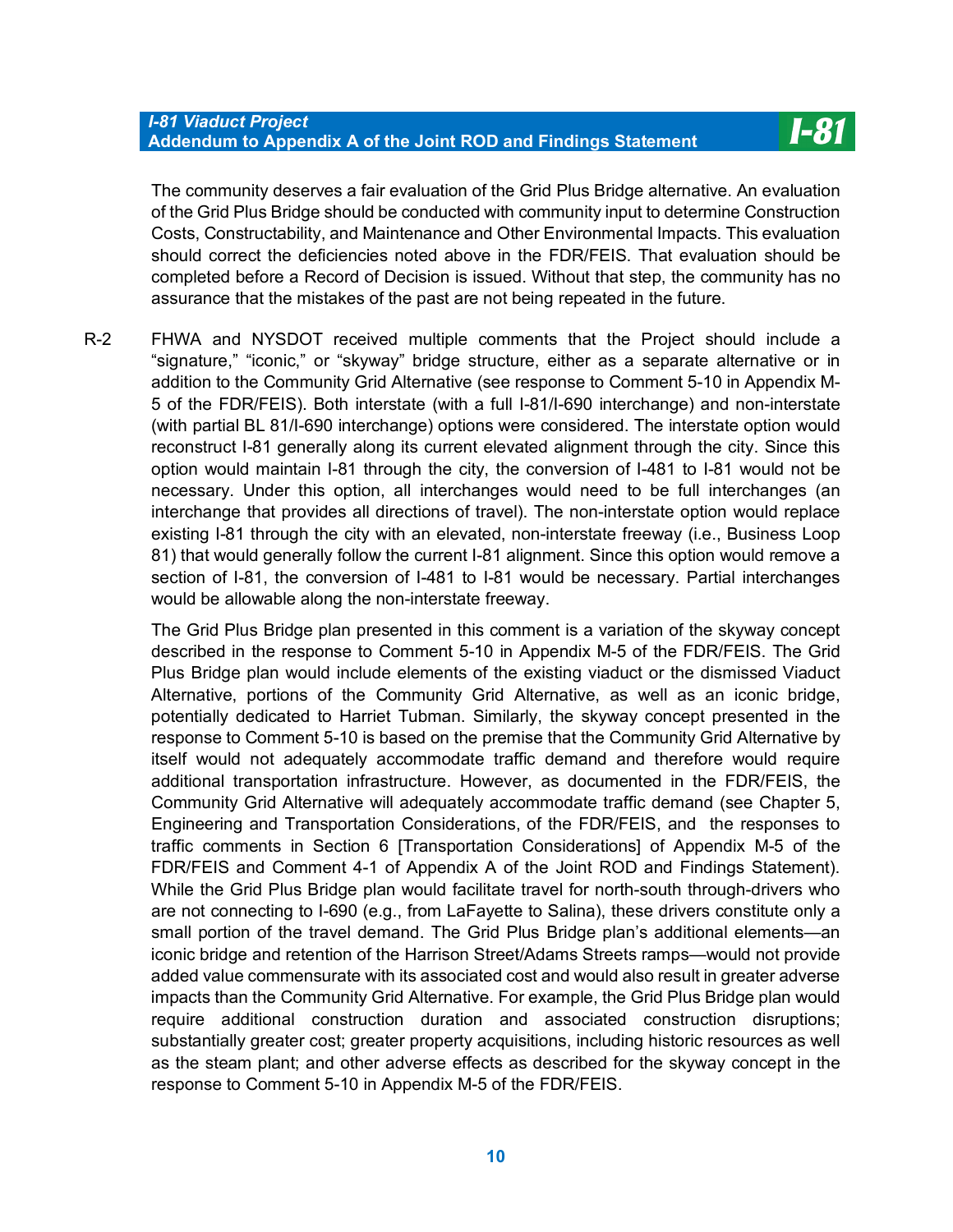The community deserves a fair evaluation of the Grid Plus Bridge alternative. An evaluation of the Grid Plus Bridge should be conducted with community input to determine Construction Costs, Constructability, and Maintenance and Other Environmental Impacts. This evaluation should correct the deficiencies noted above in the FDR/FEIS. That evaluation should be completed before a Record of Decision is issued. Without that step, the community has no assurance that the mistakes of the past are not being repeated in the future.

R-2 FHWA and NYSDOT received multiple comments that the Project should include a "signature," "iconic," or "skyway" bridge structure, either as a separate alternative or in addition to the Community Grid Alternative (see response to Comment 5-10 in Appendix M-5 of the FDR/FEIS). Both interstate (with a full I-81/I-690 interchange) and non-interstate (with partial BL 81/I-690 interchange) options were considered. The interstate option would reconstruct I-81 generally along its current elevated alignment through the city. Since this option would maintain I-81 through the city, the conversion of I-481 to I-81 would not be necessary. Under this option, all interchanges would need to be full interchanges (an interchange that provides all directions of travel). The non-interstate option would replace existing I-81 through the city with an elevated, non-interstate freeway (i.e., Business Loop 81) that would generally follow the current I-81 alignment. Since this option would remove a section of I-81, the conversion of I-481 to I-81 would be necessary. Partial interchanges would be allowable along the non-interstate freeway.

The Grid Plus Bridge plan presented in this comment is a variation of the skyway concept described in the response to Comment 5-10 in Appendix M-5 of the FDR/FEIS. The Grid Plus Bridge plan would include elements of the existing viaduct or the dismissed Viaduct Alternative, portions of the Community Grid Alternative, as well as an iconic bridge, potentially dedicated to Harriet Tubman. Similarly, the skyway concept presented in the response to Comment 5-10 is based on the premise that the Community Grid Alternative by itself would not adequately accommodate traffic demand and therefore would require additional transportation infrastructure. However, as documented in the FDR/FEIS, the Community Grid Alternative will adequately accommodate traffic demand (see Chapter 5, Engineering and Transportation Considerations, of the FDR/FEIS, and the responses to traffic comments in Section 6 [Transportation Considerations] of Appendix M-5 of the FDR/FEIS and Comment 4-1 of Appendix A of the Joint ROD and Findings Statement). While the Grid Plus Bridge plan would facilitate travel for north-south through-drivers who are not connecting to I-690 (e.g., from LaFayette to Salina), these drivers constitute only a small portion of the travel demand. The Grid Plus Bridge plan's additional elements—an iconic bridge and retention of the Harrison Street/Adams Streets ramps—would not provide added value commensurate with its associated cost and would also result in greater adverse impacts than the Community Grid Alternative. For example, the Grid Plus Bridge plan would require additional construction duration and associated construction disruptions; substantially greater cost; greater property acquisitions, including historic resources as well as the steam plant; and other adverse effects as described for the skyway concept in the response to Comment 5-10 in Appendix M-5 of the FDR/FEIS.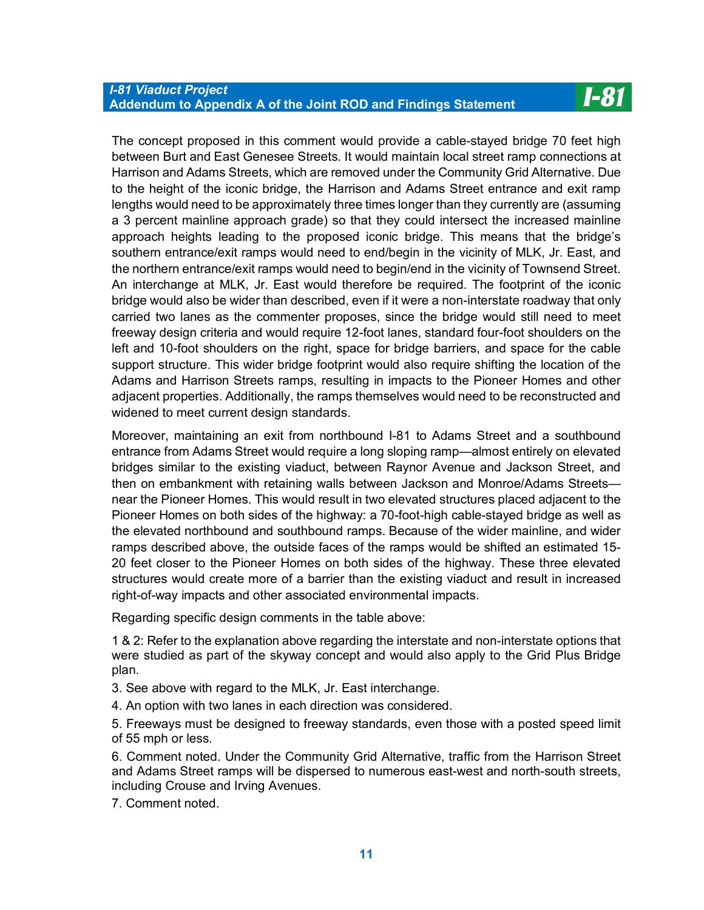The concept proposed in this comment would provide a cable-stayed bridge 70 feet high between Burt and East Genesee Streets. It would maintain local street ramp connections at Harrison and Adams Streets, which are removed under the Community Grid Alternative. Due to the height of the iconic bridge, the Harrison and Adams Street entrance and exit ramp lengths would need to be approximately three times longer than they currently are (assuming a 3 percent mainline approach grade) so that they could intersect the increased mainline approach heights leading to the proposed iconic bridge. This means that the bridge's southern entrance/exit ramps would need to end/begin in the vicinity of MLK, Jr. East, and the northern entrance/exit ramps would need to begin/end in the vicinity of Townsend Street. An interchange at MLK, Jr. East would therefore be required. The footprint of the iconic bridge would also be wider than described, even if it were a non-interstate roadway that only carried two lanes as the commenter proposes, since the bridge would still need to meet freeway design criteria and would require 12-foot lanes, standard four-foot shoulders on the left and 10-foot shoulders on the right, space for bridge barriers, and space for the cable support structure. This wider bridge footprint would also require shifting the location of the Adams and Harrison Streets ramps, resulting in impacts to the Pioneer Homes and other adjacent properties. Additionally, the ramps themselves would need to be reconstructed and widened to meet current design standards.

Moreover, maintaining an exit from northbound I-81 to Adams Street and a southbound entrance from Adams Street would require a long sloping ramp—almost entirely on elevated bridges similar to the existing viaduct, between Raynor Avenue and Jackson Street, and then on embankment with retaining walls between Jackson and Monroe/Adams Streets—near the Pioneer Homes. This would result in two elevated structures placed adjacent to the Pioneer Homes on both sides of the highway: a 70-foot-high cable-stayed bridge as well as the elevated northbound and southbound ramps. Because of the wider mainline, and wider ramps described above, the outside faces of the ramps would be shifted an estimated 15-20 feet closer to the Pioneer Homes on both sides of the highway. These three elevated structures would create more of a barrier than the existing viaduct and result in increased right-of-way impacts and other associated environmental impacts.

Regarding specific design comments in the table above:

1 & 2: Refer to the explanation above regarding the interstate and non-interstate options that were studied as part of the skyway concept and would also apply to the Grid Plus Bridge plan.

3. See above with regard to the MLK, Jr. East interchange.

4. An option with two lanes in each direction was considered.

5. Freeways must be designed to freeway standards, even those with a posted speed limit of 55 mph or less.

6. Comment noted. Under the Community Grid Alternative, traffic from the Harrison Street and Adams Street ramps will be dispersed to numerous east-west and north-south streets, including Crouse and Irving Avenues.

7. Comment noted.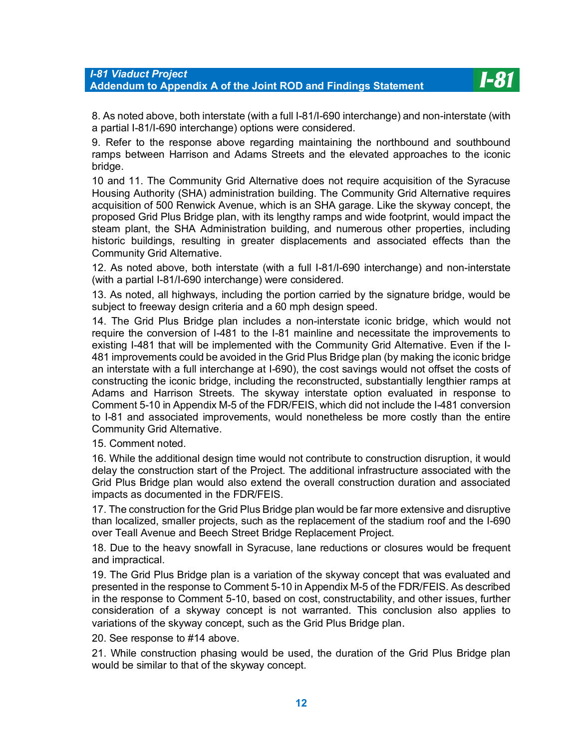8. As noted above, both interstate (with a full I-81/I-690 interchange) and non-interstate (with a partial I-81/I-690 interchange) options were considered.

9. Refer to the response above regarding maintaining the northbound and southbound ramps between Harrison and Adams Streets and the elevated approaches to the iconic bridge.

10 and 11. The Community Grid Alternative does not require acquisition of the Syracuse Housing Authority (SHA) administration building. The Community Grid Alternative requires acquisition of 500 Renwick Avenue, which is an SHA garage. Like the skyway concept, the proposed Grid Plus Bridge plan, with its lengthy ramps and wide footprint, would impact the steam plant, the SHA Administration building, and numerous other properties, including historic buildings, resulting in greater displacements and associated effects than the Community Grid Alternative.

12. As noted above, both interstate (with a full I-81/I-690 interchange) and non-interstate (with a partial I-81/I-690 interchange) were considered.

13. As noted, all highways, including the portion carried by the signature bridge, would be subject to freeway design criteria and a 60 mph design speed.

14. The Grid Plus Bridge plan includes a non-interstate iconic bridge, which would not require the conversion of I-481 to the I-81 mainline and necessitate the improvements to existing I-481 that will be implemented with the Community Grid Alternative. Even if the I-481 improvements could be avoided in the Grid Plus Bridge plan (by making the iconic bridge an interstate with a full interchange at I-690), the cost savings would not offset the costs of constructing the iconic bridge, including the reconstructed, substantially lengthier ramps at Adams and Harrison Streets. The skyway interstate option evaluated in response to Comment 5-10 in Appendix M-5 of the FDR/FEIS, which did not include the I-481 conversion to I-81 and associated improvements, would nonetheless be more costly than the entire Community Grid Alternative.

15. Comment noted.

16. While the additional design time would not contribute to construction disruption, it would delay the construction start of the Project. The additional infrastructure associated with the Grid Plus Bridge plan would also extend the overall construction duration and associated impacts as documented in the FDR/FEIS.

17. The construction for the Grid Plus Bridge plan would be far more extensive and disruptive than localized, smaller projects, such as the replacement of the stadium roof and the I-690 over Teall Avenue and Beech Street Bridge Replacement Project.

18. Due to the heavy snowfall in Syracuse, lane reductions or closures would be frequent and impractical.

19. The Grid Plus Bridge plan is a variation of the skyway concept that was evaluated and presented in the response to Comment 5-10 in Appendix M-5 of the FDR/FEIS. As described in the response to Comment 5-10, based on cost, constructability, and other issues, further consideration of a skyway concept is not warranted. This conclusion also applies to variations of the skyway concept, such as the Grid Plus Bridge plan.

20. See response to #14 above.

21. While construction phasing would be used, the duration of the Grid Plus Bridge plan would be similar to that of the skyway concept.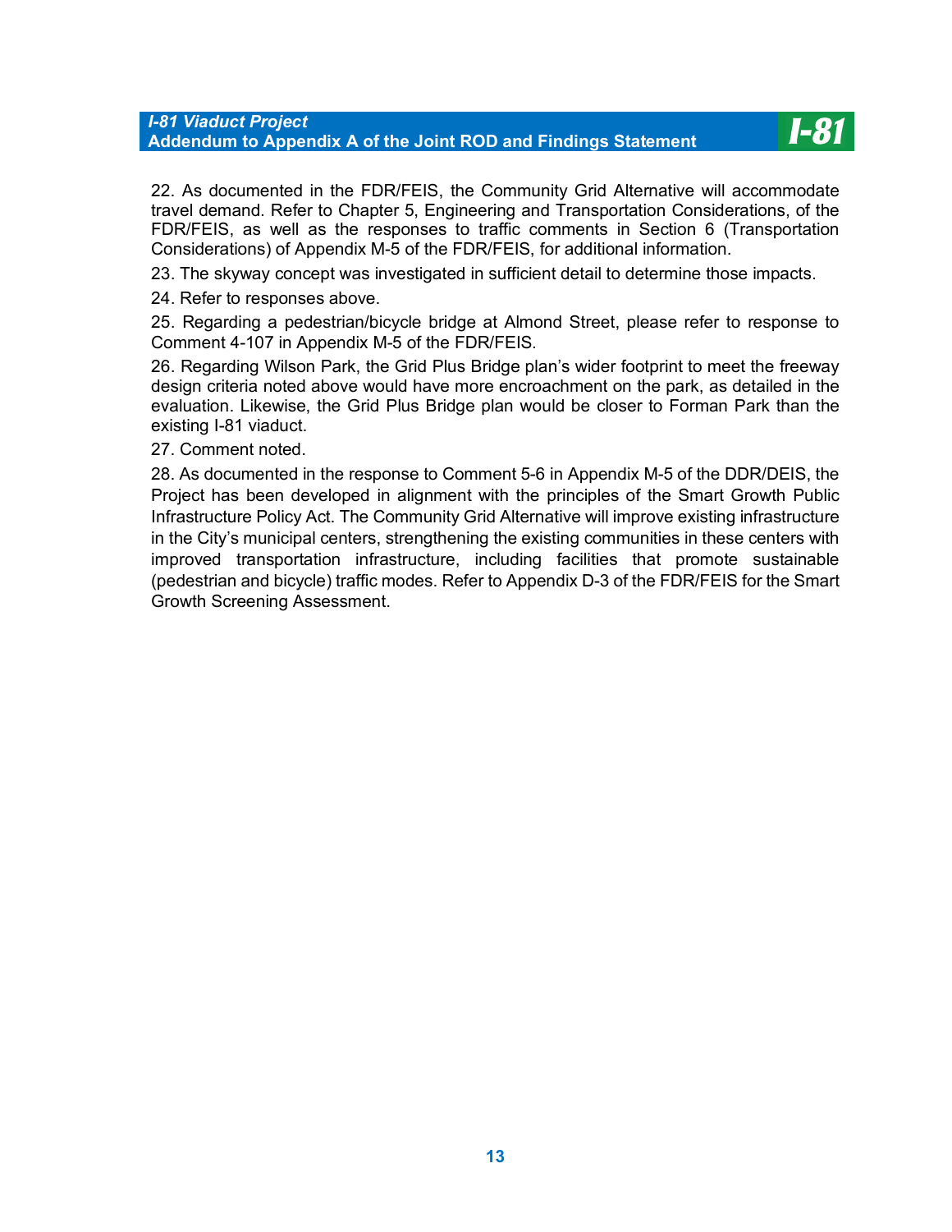22. As documented in the FDR/FEIS, the Community Grid Alternative will accommodate travel demand. Refer to Chapter 5, Engineering and Transportation Considerations, of the FDR/FEIS, as well as the responses to traffic comments in Section 6 (Transportation Considerations) of Appendix M-5 of the FDR/FEIS, for additional information.

23. The skyway concept was investigated in sufficient detail to determine those impacts.

24. Refer to responses above.

25. Regarding a pedestrian/bicycle bridge at Almond Street, please refer to response to Comment 4-107 in Appendix M-5 of the FDR/FEIS.

26. Regarding Wilson Park, the Grid Plus Bridge plan's wider footprint to meet the freeway design criteria noted above would have more encroachment on the park, as detailed in the evaluation. Likewise, the Grid Plus Bridge plan would be closer to Forman Park than the existing I-81 viaduct.

27. Comment noted.

28. As documented in the response to Comment 5-6 in Appendix M-5 of the DDR/DEIS, the Project has been developed in alignment with the principles of the Smart Growth Public Infrastructure Policy Act. The Community Grid Alternative will improve existing infrastructure in the City's municipal centers, strengthening the existing communities in these centers with improved transportation infrastructure, including facilities that promote sustainable (pedestrian and bicycle) traffic modes. Refer to Appendix D-3 of the FDR/FEIS for the Smart Growth Screening Assessment.